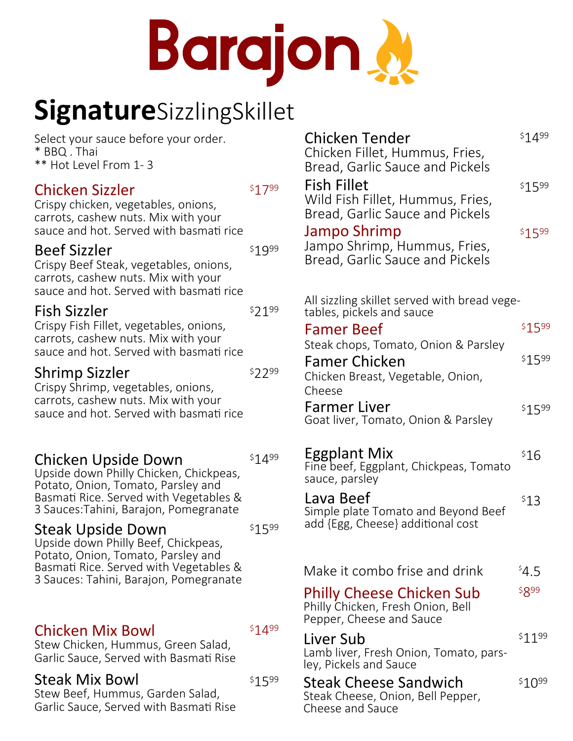# Barajon

## **Signature**SizzlingSkillet

Select your sauce before your order.
* BBQ . Thai
** Hot Level From 1- 3

### Chicken Sizzler — $17.99
Crispy chicken, vegetables, onions, carrots, cashew nuts. Mix with your sauce and hot. Served with basmati rice

### Beef Sizzler — $19.99
Crispy Beef Steak, vegetables, onions, carrots, cashew nuts. Mix with your sauce and hot. Served with basmati rice

### Fish Sizzler — $21.99
Crispy Fish Fillet, vegetables, onions, carrots, cashew nuts. Mix with your sauce and hot. Served with basmati rice

### Shrimp Sizzler — $22.99
Crispy Shrimp, vegetables, onions, carrots, cashew nuts. Mix with your sauce and hot. Served with basmati rice

### Chicken Upside Down — $14.99
Upside down Philly Chicken, Chickpeas, Potato, Onion, Tomato, Parsley and Basmati Rice. Served with Vegetables & 3 Sauces:Tahini, Barajon, Pomegranate

### Steak Upside Down — $15.99
Upside down Philly Beef, Chickpeas, Potato, Onion, Tomato, Parsley and Basmati Rice. Served with Vegetables & 3 Sauces: Tahini, Barajon, Pomegranate

### Chicken Mix Bowl — $14.99
Stew Chicken, Hummus, Green Salad, Garlic Sauce, Served with Basmati Rise

### Steak Mix Bowl — $15.99
Stew Beef, Hummus, Garden Salad, Garlic Sauce, Served with Basmati Rise

### Chicken Tender — $14.99
Chicken Fillet, Hummus, Fries, Bread, Garlic Sauce and Pickels

### Fish Fillet — $15.99
Wild Fish Fillet, Hummus, Fries, Bread, Garlic Sauce and Pickels

### Jampo Shrimp — $15.99
Jampo Shrimp, Hummus, Fries, Bread, Garlic Sauce and Pickels

All sizzling skillet served with bread vegetables, pickels and sauce

### Famer Beef — $15.99
Steak chops, Tomato, Onion & Parsley

### Famer Chicken — $15.99
Chicken Breast, Vegetable, Onion, Cheese

### Farmer Liver — $15.99
Goat liver, Tomato, Onion & Parsley

### Eggplant Mix — $16
Fine beef, Eggplant, Chickpeas, Tomato sauce, parsley

### Lava Beef — $13
Simple plate Tomato and Beyond Beef add {Egg, Cheese} additional cost

Make it combo frise and drink — $4.5

### Philly Cheese Chicken Sub — $8.99
Philly Chicken, Fresh Onion, Bell Pepper, Cheese and Sauce

### Liver Sub — $11.99
Lamb liver, Fresh Onion, Tomato, parsley, Pickels and Sauce

### Steak Cheese Sandwich — $10.99
Steak Cheese, Onion, Bell Pepper, Cheese and Sauce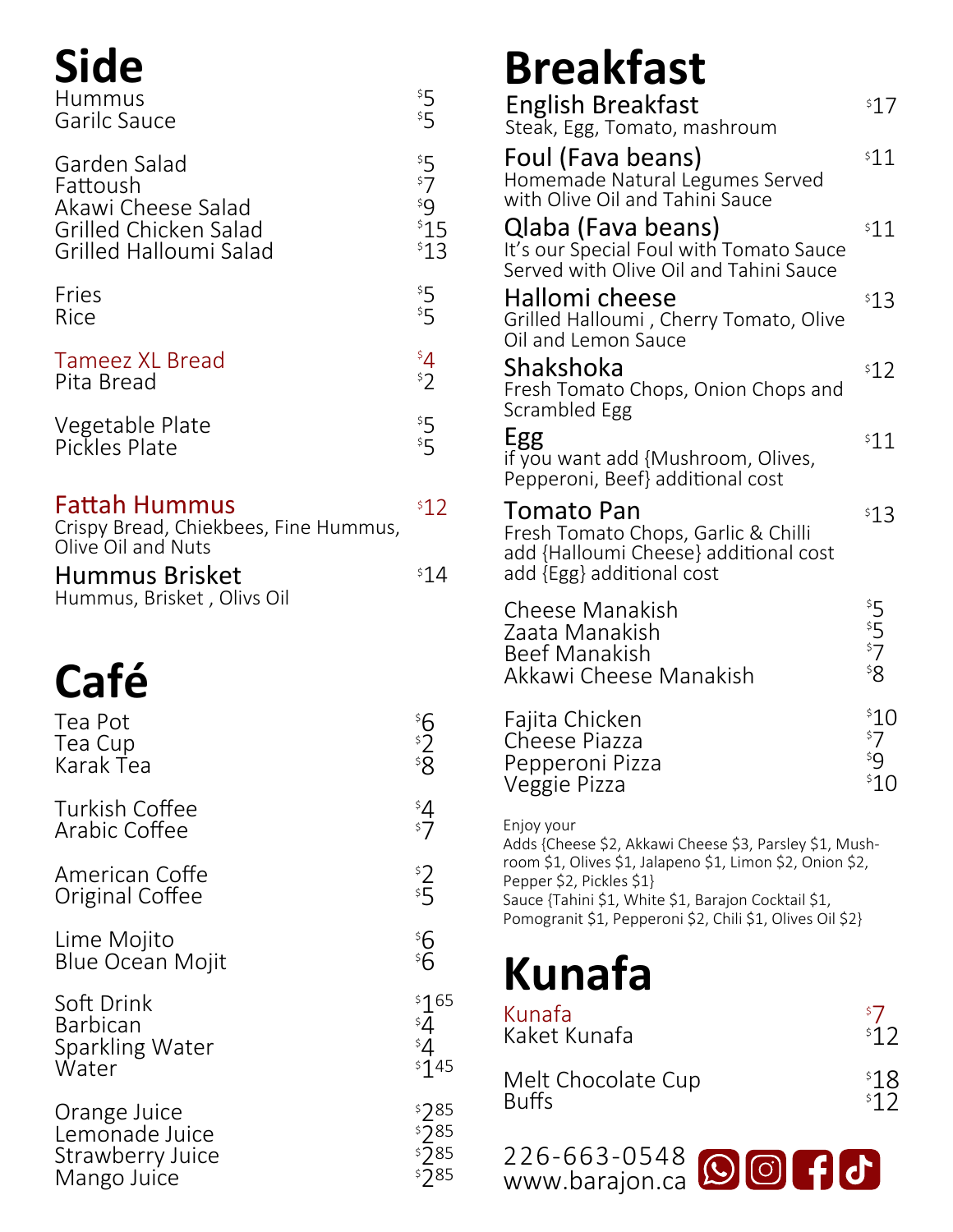# Side

| | |
|---|---|
| Hummus | $5 |
| Garilc Sauce | $5 |
| Garden Salad | $5 |
| Fattoush | $7 |
| Akawi Cheese Salad | $9 |
| Grilled Chicken Salad | $15 |
| Grilled Halloumi Salad | $13 |
| Fries | $5 |
| Rice | $5 |
| Tameez XL Bread | $4 |
| Pita Bread | $2 |
| Vegetable Plate | $5 |
| Pickles Plate | $5 |

**Fattah Hummus** $12
Crispy Bread, Chiekbees, Fine Hummus, Olive Oil and Nuts

**Hummus Brisket** $14
Hummus, Brisket , Olivs Oil

# Café

| | |
|---|---|
| Tea Pot | $6 |
| Tea Cup | $2 |
| Karak Tea | $8 |
| Turkish Coffee | $4 |
| Arabic Coffee | $7 |
| American Coffe | $2 |
| Original Coffee | $5 |
| Lime Mojito | $6 |
| Blue Ocean Mojit | $6 |
| Soft Drink | $1.65 |
| Barbican | $4 |
| Sparkling Water | $4 |
| Water | $1.45 |
| Orange Juice | $2.85 |
| Lemonade Juice | $2.85 |
| Strawberry Juice | $2.85 |
| Mango Juice | $2.85 |

# Breakfast

**English Breakfast** $17
Steak, Egg, Tomato, mashroum

**Foul (Fava beans)** $11
Homemade Natural Legumes Served with Olive Oil and Tahini Sauce

**Qlaba (Fava beans)** $11
It's our Special Foul with Tomato Sauce Served with Olive Oil and Tahini Sauce

**Hallomi cheese** $13
Grilled Halloumi , Cherry Tomato, Olive Oil and Lemon Sauce

**Shakshoka** $12
Fresh Tomato Chops, Onion Chops and Scrambled Egg

**Egg** $11
if you want add {Mushroom, Olives, Pepperoni, Beef} additional cost

**Tomato Pan** $13
Fresh Tomato Chops, Garlic & Chilli
add {Halloumi Cheese} additional cost
add {Egg} additional cost

| | |
|---|---|
| Cheese Manakish | $5 |
| Zaata Manakish | $5 |
| Beef Manakish | $7 |
| Akkawi Cheese Manakish | $8 |
| Fajita Chicken | $10 |
| Cheese Piazza | $7 |
| Pepperoni Pizza | $9 |
| Veggie Pizza | $10 |

Enjoy your
Adds {Cheese $2, Akkawi Cheese $3, Parsley $1, Mushroom $1, Olives $1, Jalapeno $1, Limon $2, Onion $2, Pepper $2, Pickles $1}
Sauce {Tahini $1, White $1, Barajon Cocktail $1, Pomogranit $1, Pepperoni $2, Chili $1, Olives Oil $2}

# Kunafa

| | |
|---|---|
| Kunafa | $7 |
| Kaket Kunafa | $12 |
| Melt Chocolate Cup | $18 |
| Buffs | $12 |

226-663-0548
www.barajon.ca